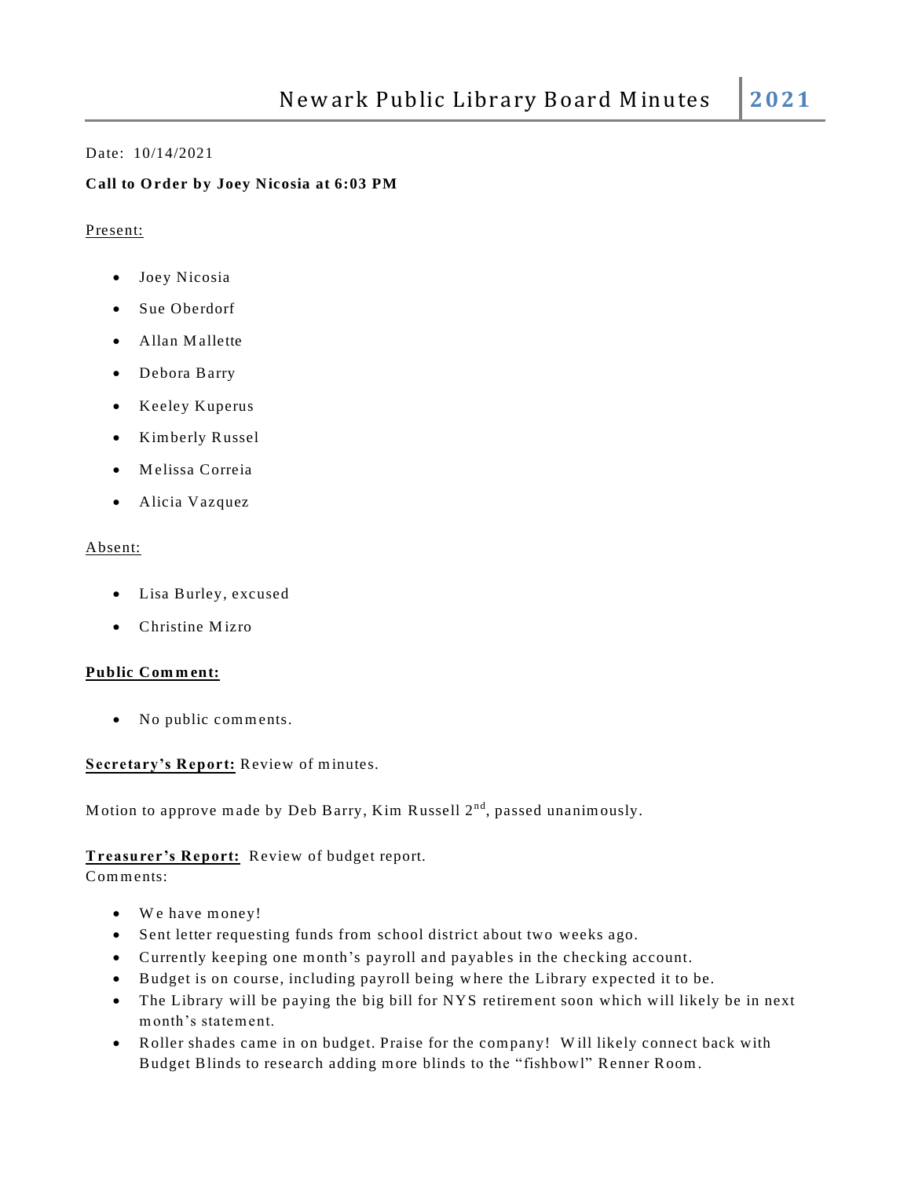# Newark Public Library Board Minutes 2021

Date: 10/14/2021

**Call to Order by Joey Nicosia at 6:03 PM**

Present:

- Joey Nicosia
- Sue Oberdorf
- Allan Mallette
- Debora Barry
- Keeley Kuperus
- Kimberly Russel
- Melissa Correia
- Alicia Vazquez

Absent:

- Lisa Burley, excused
- Christine Mizro

**Public Comment:**

- No public comments.

**Secretary's Report:** Review of minutes.

Motion to approve made by Deb Barry, Kim Russell 2nd, passed unanimously.

**Treasurer's Report:** Review of budget report.
Comments:

- We have money!
- Sent letter requesting funds from school district about two weeks ago.
- Currently keeping one month's payroll and payables in the checking account.
- Budget is on course, including payroll being where the Library expected it to be.
- The Library will be paying the big bill for NYS retirement soon which will likely be in next month's statement.
- Roller shades came in on budget. Praise for the company! Will likely connect back with Budget Blinds to research adding more blinds to the "fishbowl" Renner Room.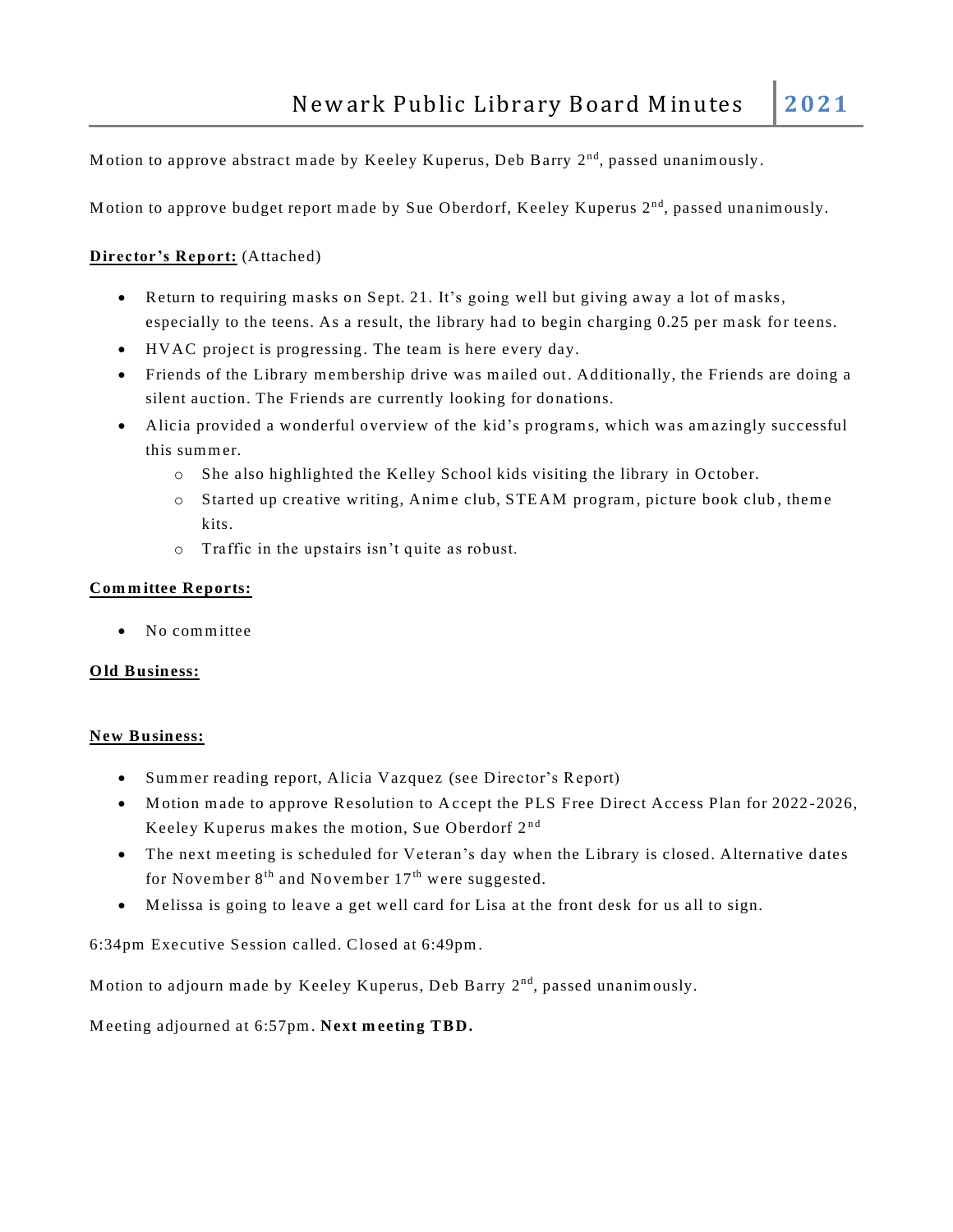Motion to approve abstract made by Keeley Kuperus, Deb Barry 2nd, passed unanimously.

Motion to approve budget report made by Sue Oberdorf, Keeley Kuperus 2nd, passed unanimously.

**Director's Report:** (Attached)

- Return to requiring masks on Sept. 21. It's going well but giving away a lot of masks, especially to the teens. As a result, the library had to begin charging 0.25 per mask for teens.
- HVAC project is progressing. The team is here every day.
- Friends of the Library membership drive was mailed out. Additionally, the Friends are doing a silent auction. The Friends are currently looking for donations.
- Alicia provided a wonderful overview of the kid's programs, which was amazingly successful this summer.
  - She also highlighted the Kelley School kids visiting the library in October.
  - Started up creative writing, Anime club, STEAM program, picture book club, theme kits.
  - Traffic in the upstairs isn't quite as robust.

**Committee Reports:**

- No committee

**Old Business:**

**New Business:**

- Summer reading report, Alicia Vazquez (see Director's Report)
- Motion made to approve Resolution to Accept the PLS Free Direct Access Plan for 2022-2026, Keeley Kuperus makes the motion, Sue Oberdorf 2nd
- The next meeting is scheduled for Veteran's day when the Library is closed. Alternative dates for November 8th and November 17th were suggested.
- Melissa is going to leave a get well card for Lisa at the front desk for us all to sign.

6:34pm Executive Session called. Closed at 6:49pm.

Motion to adjourn made by Keeley Kuperus, Deb Barry 2nd, passed unanimously.

Meeting adjourned at 6:57pm. **Next meeting TBD.**